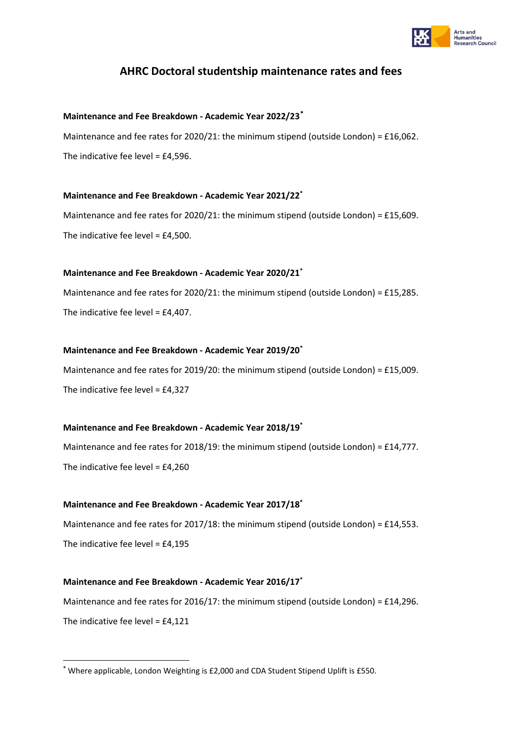# AHRC Doctoral studentship maintenance rates and fees

**Maintenance and Fee Breakdown - Academic Year 2022/23***

Maintenance and fee rates for 2020/21: the minimum stipend (outside London) = £16,062.

The indicative fee level = £4,596.

**Maintenance and Fee Breakdown - Academic Year 2021/22***

Maintenance and fee rates for 2020/21: the minimum stipend (outside London) = £15,609.

The indicative fee level = £4,500.

**Maintenance and Fee Breakdown - Academic Year 2020/21***

Maintenance and fee rates for 2020/21: the minimum stipend (outside London) = £15,285.

The indicative fee level = £4,407.

**Maintenance and Fee Breakdown - Academic Year 2019/20***

Maintenance and fee rates for 2019/20: the minimum stipend (outside London) = £15,009.

The indicative fee level = £4,327

**Maintenance and Fee Breakdown - Academic Year 2018/19***

Maintenance and fee rates for 2018/19: the minimum stipend (outside London) = £14,777.

The indicative fee level = £4,260

**Maintenance and Fee Breakdown - Academic Year 2017/18***

Maintenance and fee rates for 2017/18: the minimum stipend (outside London) = £14,553.

The indicative fee level = £4,195

**Maintenance and Fee Breakdown - Academic Year 2016/17***

Maintenance and fee rates for 2016/17: the minimum stipend (outside London) = £14,296.

The indicative fee level = £4,121

---

* Where applicable, London Weighting is £2,000 and CDA Student Stipend Uplift is £550.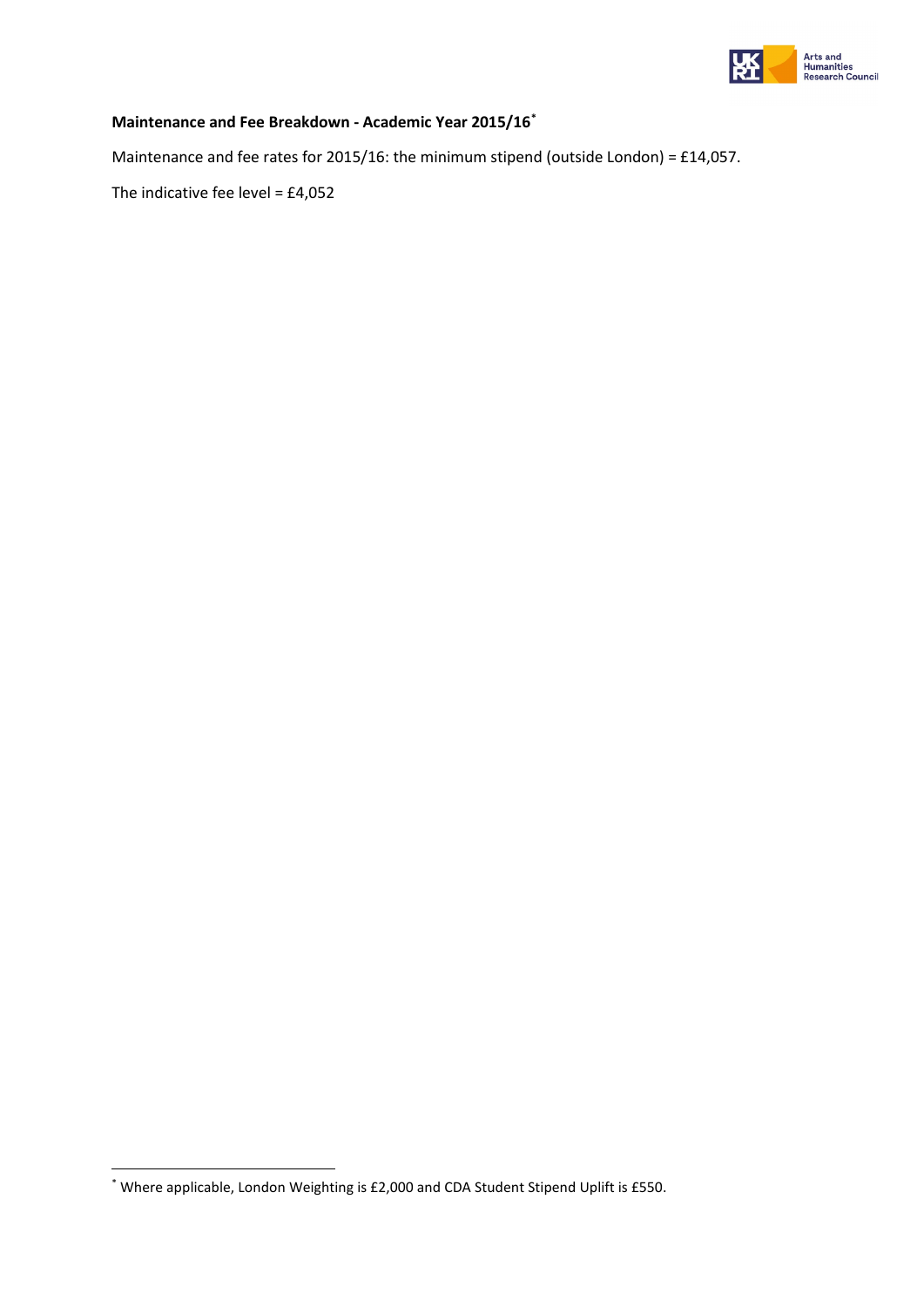**Maintenance and Fee Breakdown - Academic Year 2015/16**[*]

Maintenance and fee rates for 2015/16: the minimum stipend (outside London) = £14,057.

The indicative fee level = £4,052

[*] Where applicable, London Weighting is £2,000 and CDA Student Stipend Uplift is £550.